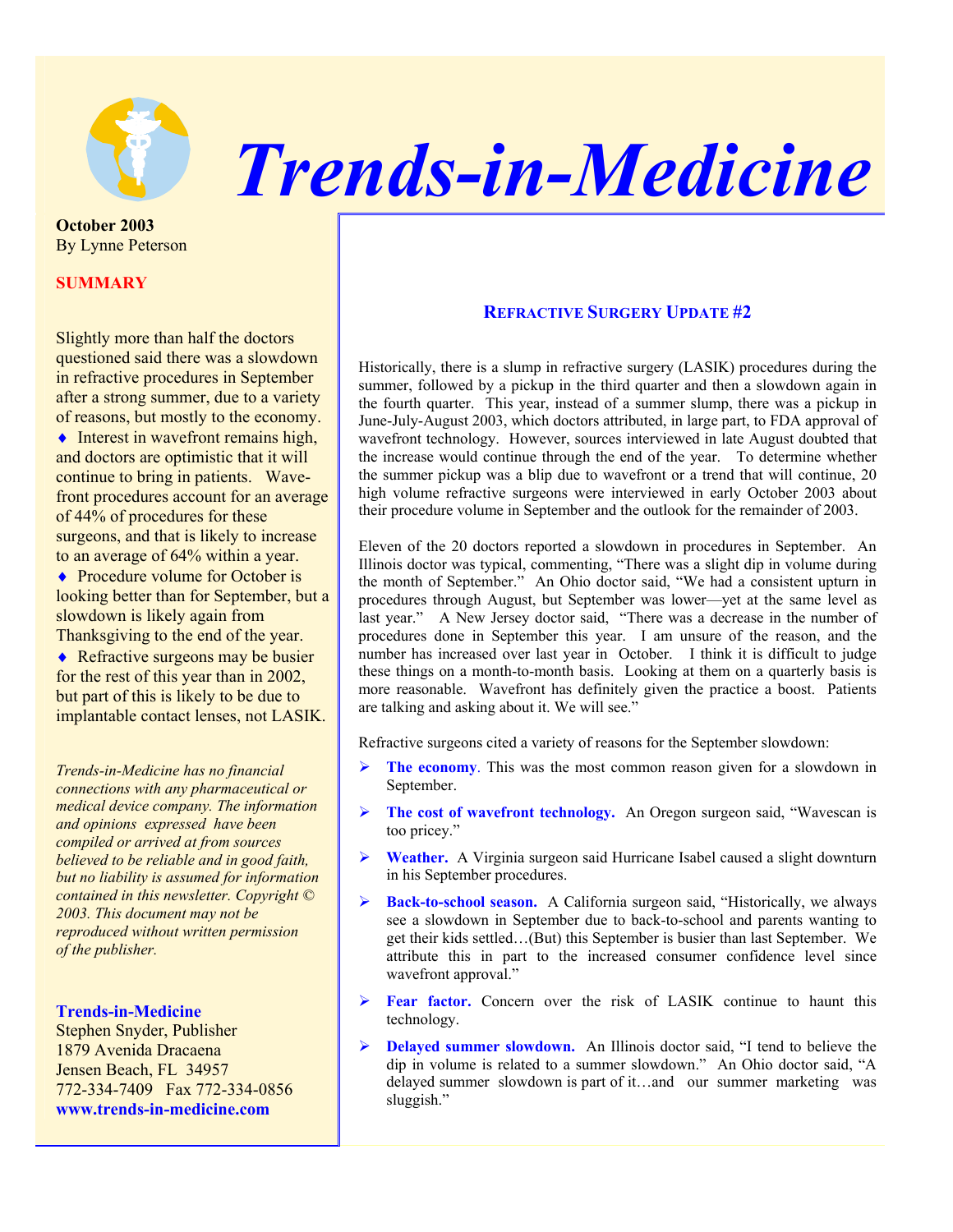# Trends-in-Medicine

**October 2003**
By Lynne Peterson

**SUMMARY**

Slightly more than half the doctors questioned said there was a slowdown in refractive procedures in September after a strong summer, due to a variety of reasons, but mostly to the economy. ♦ Interest in wavefront remains high, and doctors are optimistic that it will continue to bring in patients. Wavefront procedures account for an average of 44% of procedures for these surgeons, and that is likely to increase to an average of 64% within a year. ♦ Procedure volume for October is looking better than for September, but a slowdown is likely again from Thanksgiving to the end of the year. ♦ Refractive surgeons may be busier for the rest of this year than in 2002, but part of this is likely to be due to implantable contact lenses, not LASIK.

*Trends-in-Medicine has no financial connections with any pharmaceutical or medical device company. The information and opinions expressed have been compiled or arrived at from sources believed to be reliable and in good faith, but no liability is assumed for information contained in this newsletter. Copyright © 2003. This document may not be reproduced without written permission of the publisher.*

**Trends-in-Medicine**
Stephen Snyder, Publisher
1879 Avenida Dracaena
Jensen Beach, FL 34957
772-334-7409 Fax 772-334-0856
**www.trends-in-medicine.com**

## REFRACTIVE SURGERY UPDATE #2

Historically, there is a slump in refractive surgery (LASIK) procedures during the summer, followed by a pickup in the third quarter and then a slowdown again in the fourth quarter. This year, instead of a summer slump, there was a pickup in June-July-August 2003, which doctors attributed, in large part, to FDA approval of wavefront technology. However, sources interviewed in late August doubted that the increase would continue through the end of the year. To determine whether the summer pickup was a blip due to wavefront or a trend that will continue, 20 high volume refractive surgeons were interviewed in early October 2003 about their procedure volume in September and the outlook for the remainder of 2003.

Eleven of the 20 doctors reported a slowdown in procedures in September. An Illinois doctor was typical, commenting, "There was a slight dip in volume during the month of September." An Ohio doctor said, "We had a consistent upturn in procedures through August, but September was lower—yet at the same level as last year." A New Jersey doctor said, "There was a decrease in the number of procedures done in September this year. I am unsure of the reason, and the number has increased over last year in October. I think it is difficult to judge these things on a month-to-month basis. Looking at them on a quarterly basis is more reasonable. Wavefront has definitely given the practice a boost. Patients are talking and asking about it. We will see."

Refractive surgeons cited a variety of reasons for the September slowdown:

- **The economy**. This was the most common reason given for a slowdown in September.
- **The cost of wavefront technology.** An Oregon surgeon said, "Wavescan is too pricey."
- **Weather.** A Virginia surgeon said Hurricane Isabel caused a slight downturn in his September procedures.
- **Back-to-school season.** A California surgeon said, "Historically, we always see a slowdown in September due to back-to-school and parents wanting to get their kids settled…(But) this September is busier than last September. We attribute this in part to the increased consumer confidence level since wavefront approval."
- **Fear factor.** Concern over the risk of LASIK continue to haunt this technology.
- **Delayed summer slowdown.** An Illinois doctor said, "I tend to believe the dip in volume is related to a summer slowdown." An Ohio doctor said, "A delayed summer slowdown is part of it…and our summer marketing was sluggish."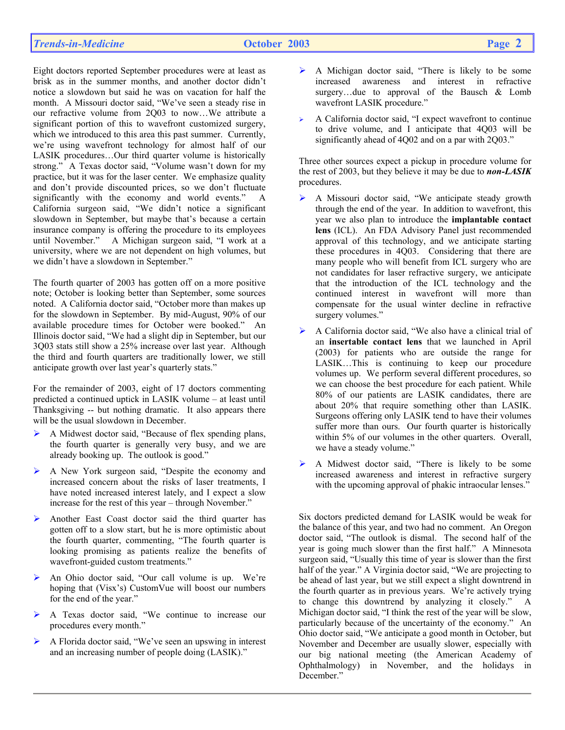Eight doctors reported September procedures were at least as brisk as in the summer months, and another doctor didn't notice a slowdown but said he was on vacation for half the month. A Missouri doctor said, "We've seen a steady rise in our refractive volume from 2Q03 to now…We attribute a significant portion of this to wavefront customized surgery, which we introduced to this area this past summer. Currently, we're using wavefront technology for almost half of our LASIK procedures…Our third quarter volume is historically strong." A Texas doctor said, "Volume wasn't down for my practice, but it was for the laser center. We emphasize quality and don't provide discounted prices, so we don't fluctuate significantly with the economy and world events." A California surgeon said, "We didn't notice a significant slowdown in September, but maybe that's because a certain insurance company is offering the procedure to its employees until November." A Michigan surgeon said, "I work at a university, where we are not dependent on high volumes, but we didn't have a slowdown in September."

The fourth quarter of 2003 has gotten off on a more positive note; October is looking better than September, some sources noted. A California doctor said, "October more than makes up for the slowdown in September. By mid-August, 90% of our available procedure times for October were booked." An Illinois doctor said, "We had a slight dip in September, but our 3Q03 stats still show a 25% increase over last year. Although the third and fourth quarters are traditionally lower, we still anticipate growth over last year's quarterly stats."

For the remainder of 2003, eight of 17 doctors commenting predicted a continued uptick in LASIK volume – at least until Thanksgiving -- but nothing dramatic. It also appears there will be the usual slowdown in December.

- A Midwest doctor said, "Because of flex spending plans, the fourth quarter is generally very busy, and we are already booking up. The outlook is good."
- A New York surgeon said, "Despite the economy and increased concern about the risks of laser treatments, I have noted increased interest lately, and I expect a slow increase for the rest of this year – through November."
- Another East Coast doctor said the third quarter has gotten off to a slow start, but he is more optimistic about the fourth quarter, commenting, "The fourth quarter is looking promising as patients realize the benefits of wavefront-guided custom treatments."
- An Ohio doctor said, "Our call volume is up. We're hoping that (Visx's) CustomVue will boost our numbers for the end of the year."
- A Texas doctor said, "We continue to increase our procedures every month."
- A Florida doctor said, "We've seen an upswing in interest and an increasing number of people doing (LASIK)."
- A Michigan doctor said, "There is likely to be some increased awareness and interest in refractive surgery…due to approval of the Bausch & Lomb wavefront LASIK procedure."
- A California doctor said, "I expect wavefront to continue to drive volume, and I anticipate that 4Q03 will be significantly ahead of 4Q02 and on a par with 2Q03."

Three other sources expect a pickup in procedure volume for the rest of 2003, but they believe it may be due to ***non-LASIK*** procedures.

- A Missouri doctor said, "We anticipate steady growth through the end of the year. In addition to wavefront, this year we also plan to introduce the **implantable contact lens** (ICL). An FDA Advisory Panel just recommended approval of this technology, and we anticipate starting these procedures in 4Q03. Considering that there are many people who will benefit from ICL surgery who are not candidates for laser refractive surgery, we anticipate that the introduction of the ICL technology and the continued interest in wavefront will more than compensate for the usual winter decline in refractive surgery volumes."
- A California doctor said, "We also have a clinical trial of an **insertable contact lens** that we launched in April (2003) for patients who are outside the range for LASIK…This is continuing to keep our procedure volumes up. We perform several different procedures, so we can choose the best procedure for each patient. While 80% of our patients are LASIK candidates, there are about 20% that require something other than LASIK. Surgeons offering only LASIK tend to have their volumes suffer more than ours. Our fourth quarter is historically within 5% of our volumes in the other quarters. Overall, we have a steady volume."
- A Midwest doctor said, "There is likely to be some increased awareness and interest in refractive surgery with the upcoming approval of phakic intraocular lenses."

Six doctors predicted demand for LASIK would be weak for the balance of this year, and two had no comment. An Oregon doctor said, "The outlook is dismal. The second half of the year is going much slower than the first half." A Minnesota surgeon said, "Usually this time of year is slower than the first half of the year." A Virginia doctor said, "We are projecting to be ahead of last year, but we still expect a slight downtrend in the fourth quarter as in previous years. We're actively trying to change this downtrend by analyzing it closely." A Michigan doctor said, "I think the rest of the year will be slow, particularly because of the uncertainty of the economy." An Ohio doctor said, "We anticipate a good month in October, but November and December are usually slower, especially with our big national meeting (the American Academy of Ophthalmology) in November, and the holidays in December."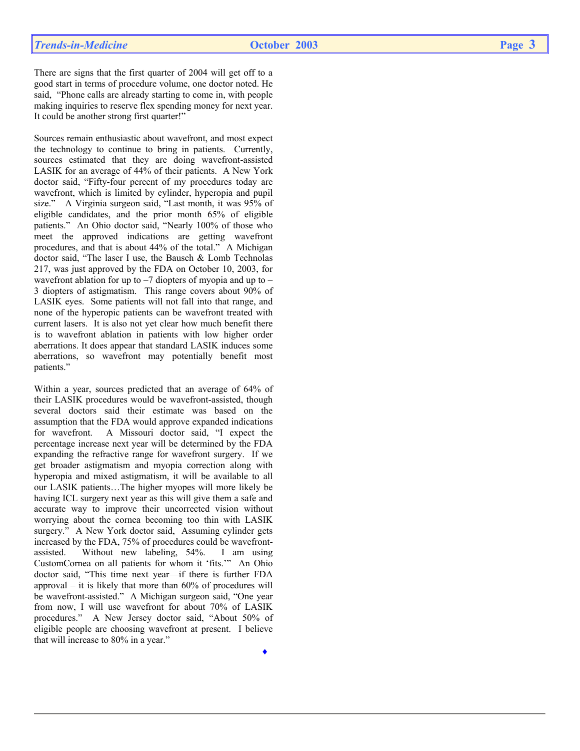There are signs that the first quarter of 2004 will get off to a good start in terms of procedure volume, one doctor noted. He said, "Phone calls are already starting to come in, with people making inquiries to reserve flex spending money for next year. It could be another strong first quarter!"

Sources remain enthusiastic about wavefront, and most expect the technology to continue to bring in patients. Currently, sources estimated that they are doing wavefront-assisted LASIK for an average of 44% of their patients. A New York doctor said, "Fifty-four percent of my procedures today are wavefront, which is limited by cylinder, hyperopia and pupil size." A Virginia surgeon said, "Last month, it was 95% of eligible candidates, and the prior month 65% of eligible patients." An Ohio doctor said, "Nearly 100% of those who meet the approved indications are getting wavefront procedures, and that is about 44% of the total." A Michigan doctor said, "The laser I use, the Bausch & Lomb Technolas 217, was just approved by the FDA on October 10, 2003, for wavefront ablation for up to –7 diopters of myopia and up to –3 diopters of astigmatism. This range covers about 90% of LASIK eyes. Some patients will not fall into that range, and none of the hyperopic patients can be wavefront treated with current lasers. It is also not yet clear how much benefit there is to wavefront ablation in patients with low higher order aberrations. It does appear that standard LASIK induces some aberrations, so wavefront may potentially benefit most patients."

Within a year, sources predicted that an average of 64% of their LASIK procedures would be wavefront-assisted, though several doctors said their estimate was based on the assumption that the FDA would approve expanded indications for wavefront. A Missouri doctor said, "I expect the percentage increase next year will be determined by the FDA expanding the refractive range for wavefront surgery. If we get broader astigmatism and myopia correction along with hyperopia and mixed astigmatism, it will be available to all our LASIK patients…The higher myopes will more likely be having ICL surgery next year as this will give them a safe and accurate way to improve their uncorrected vision without worrying about the cornea becoming too thin with LASIK surgery." A New York doctor said, Assuming cylinder gets increased by the FDA, 75% of procedures could be wavefront-assisted. Without new labeling, 54%. I am using CustomCornea on all patients for whom it 'fits.'" An Ohio doctor said, "This time next year—if there is further FDA approval – it is likely that more than 60% of procedures will be wavefront-assisted." A Michigan surgeon said, "One year from now, I will use wavefront for about 70% of LASIK procedures." A New Jersey doctor said, "About 50% of eligible people are choosing wavefront at present. I believe that will increase to 80% in a year."

♦